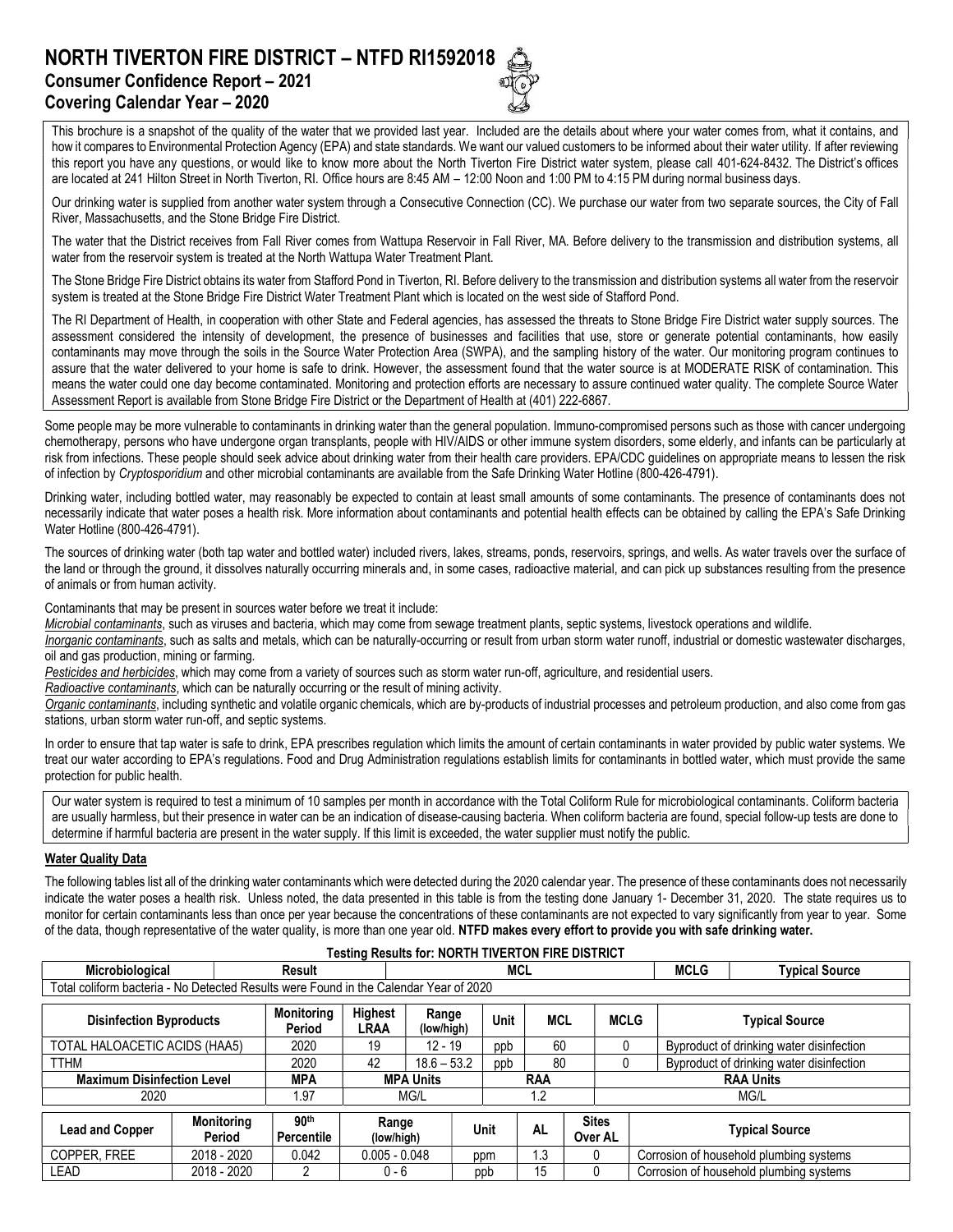# NORTH TIVERTON FIRE DISTRICT – NTFD RI1592018

## Consumer Confidence Report – 2021

## Covering Calendar Year – 2020

This brochure is a snapshot of the quality of the water that we provided last year. Included are the details about where your water comes from, what it contains, and how it compares to Environmental Protection Agency (EPA) and state standards. We want our valued customers to be informed about their water utility. If after reviewing this report you have any questions, or would like to know more about the North Tiverton Fire District water system, please call 401-624-8432. The District's offices are located at 241 Hilton Street in North Tiverton, RI. Office hours are 8:45 AM – 12:00 Noon and 1:00 PM to 4:15 PM during normal business days.

Our drinking water is supplied from another water system through a Consecutive Connection (CC). We purchase our water from two separate sources, the City of Fall River, Massachusetts, and the Stone Bridge Fire District.

The water that the District receives from Fall River comes from Wattupa Reservoir in Fall River, MA. Before delivery to the transmission and distribution systems, all water from the reservoir system is treated at the North Wattupa Water Treatment Plant.

The Stone Bridge Fire District obtains its water from Stafford Pond in Tiverton, RI. Before delivery to the transmission and distribution systems all water from the reservoir system is treated at the Stone Bridge Fire District Water Treatment Plant which is located on the west side of Stafford Pond.

The RI Department of Health, in cooperation with other State and Federal agencies, has assessed the threats to Stone Bridge Fire District water supply sources. The assessment considered the intensity of development, the presence of businesses and facilities that use, store or generate potential contaminants, how easily contaminants may move through the soils in the Source Water Protection Area (SWPA), and the sampling history of the water. Our monitoring program continues to assure that the water delivered to your home is safe to drink. However, the assessment found that the water source is at MODERATE RISK of contamination. This means the water could one day become contaminated. Monitoring and protection efforts are necessary to assure continued water quality. The complete Source Water Assessment Report is available from Stone Bridge Fire District or the Department of Health at (401) 222-6867.

Some people may be more vulnerable to contaminants in drinking water than the general population. Immuno-compromised persons such as those with cancer undergoing chemotherapy, persons who have undergone organ transplants, people with HIV/AIDS or other immune system disorders, some elderly, and infants can be particularly at risk from infections. These people should seek advice about drinking water from their health care providers. EPA/CDC guidelines on appropriate means to lessen the risk of infection by *Cryptosporidium* and other microbial contaminants are available from the Safe Drinking Water Hotline (800-426-4791).

Drinking water, including bottled water, may reasonably be expected to contain at least small amounts of some contaminants. The presence of contaminants does not necessarily indicate that water poses a health risk. More information about contaminants and potential health effects can be obtained by calling the EPA's Safe Drinking Water Hotline (800-426-4791).

The sources of drinking water (both tap water and bottled water) included rivers, lakes, streams, ponds, reservoirs, springs, and wells. As water travels over the surface of the land or through the ground, it dissolves naturally occurring minerals and, in some cases, radioactive material, and can pick up substances resulting from the presence of animals or from human activity.

Contaminants that may be present in sources water before we treat it include:

*Microbial contaminants*, such as viruses and bacteria, which may come from sewage treatment plants, septic systems, livestock operations and wildlife.
*Inorganic contaminants*, such as salts and metals, which can be naturally-occurring or result from urban storm water runoff, industrial or domestic wastewater discharges, oil and gas production, mining or farming.
*Pesticides and herbicides*, which may come from a variety of sources such as storm water run-off, agriculture, and residential users.
*Radioactive contaminants*, which can be naturally occurring or the result of mining activity.
*Organic contaminants*, including synthetic and volatile organic chemicals, which are by-products of industrial processes and petroleum production, and also come from gas stations, urban storm water run-off, and septic systems.

In order to ensure that tap water is safe to drink, EPA prescribes regulation which limits the amount of certain contaminants in water provided by public water systems. We treat our water according to EPA's regulations. Food and Drug Administration regulations establish limits for contaminants in bottled water, which must provide the same protection for public health.

Our water system is required to test a minimum of 10 samples per month in accordance with the Total Coliform Rule for microbiological contaminants. Coliform bacteria are usually harmless, but their presence in water can be an indication of disease-causing bacteria. When coliform bacteria are found, special follow-up tests are done to determine if harmful bacteria are present in the water supply. If this limit is exceeded, the water supplier must notify the public.

**Water Quality Data**

The following tables list all of the drinking water contaminants which were detected during the 2020 calendar year. The presence of these contaminants does not necessarily indicate the water poses a health risk. Unless noted, the data presented in this table is from the testing done January 1- December 31, 2020. The state requires us to monitor for certain contaminants less than once per year because the concentrations of these contaminants are not expected to vary significantly from year to year. Some of the data, though representative of the water quality, is more than one year old. **NTFD makes every effort to provide you with safe drinking water.**

**Testing Results for: NORTH TIVERTON FIRE DISTRICT**

| Microbiological | Result | MCL | MCLG | Typical Source |
|---|---|---|---|---|
| Total coliform bacteria - No Detected Results were Found in the Calendar Year of 2020 | | | | |

| Disinfection Byproducts | Monitoring Period | Highest LRAA | Range (low/high) | Unit | MCL | MCLG | Typical Source |
|---|---|---|---|---|---|---|---|
| TOTAL HALOACETIC ACIDS (HAA5) | 2020 | 19 | 12 - 19 | ppb | 60 | 0 | Byproduct of drinking water disinfection |
| TTHM | 2020 | 42 | 18.6 – 53.2 | ppb | 80 | 0 | Byproduct of drinking water disinfection |
| **Maximum Disinfection Level** | **MPA** | **MPA Units** | | **RAA** | | **RAA Units** | |
| 2020 | 1.97 | MG/L | | 1.2 | | MG/L | |

| Lead and Copper | Monitoring Period | 90th Percentile | Range (low/high) | Unit | AL | Sites Over AL | Typical Source |
|---|---|---|---|---|---|---|---|
| COPPER, FREE | 2018 - 2020 | 0.042 | 0.005 - 0.048 | ppm | 1.3 | 0 | Corrosion of household plumbing systems |
| LEAD | 2018 - 2020 | 2 | 0 - 6 | ppb | 15 | 0 | Corrosion of household plumbing systems |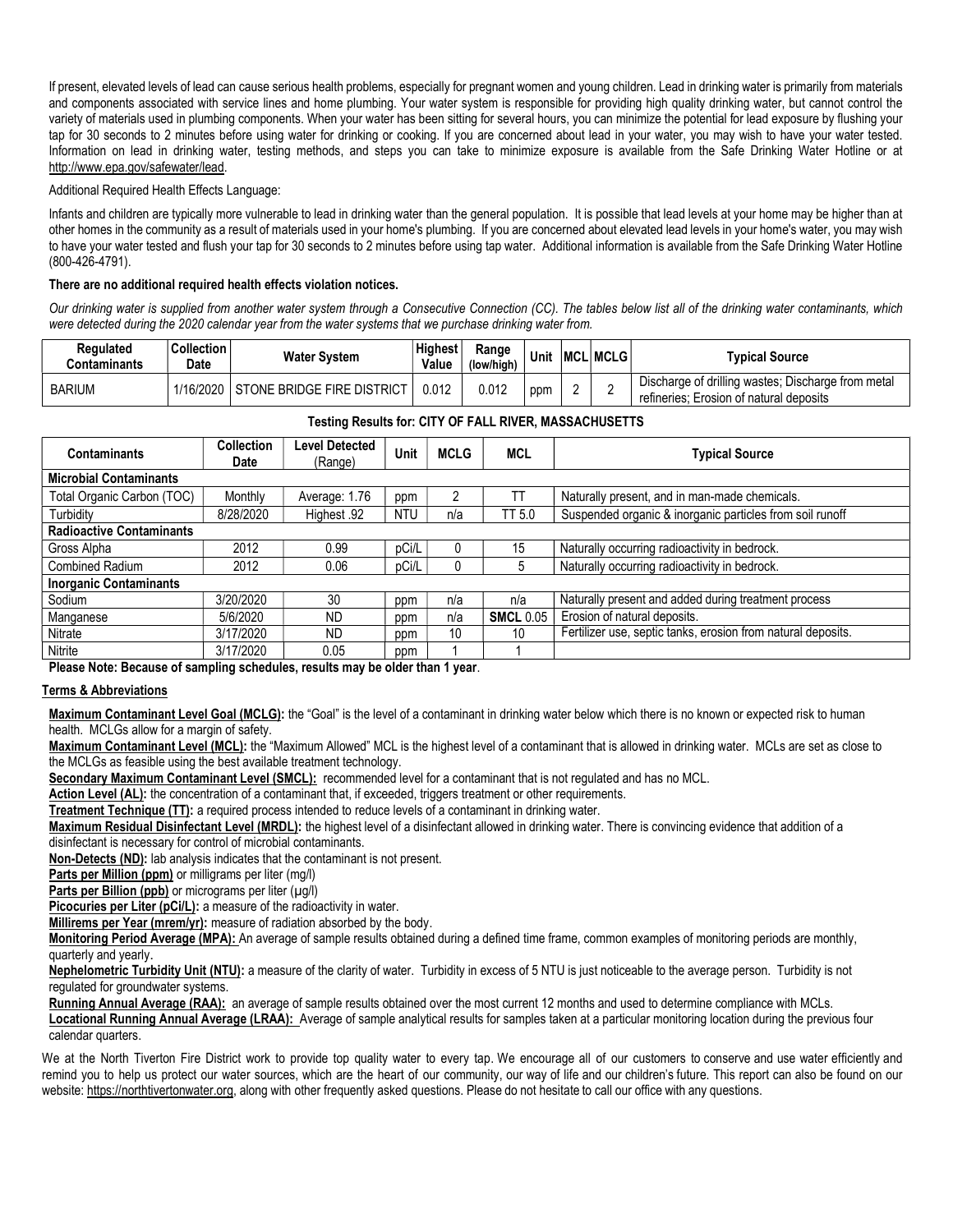If present, elevated levels of lead can cause serious health problems, especially for pregnant women and young children. Lead in drinking water is primarily from materials and components associated with service lines and home plumbing. Your water system is responsible for providing high quality drinking water, but cannot control the variety of materials used in plumbing components. When your water has been sitting for several hours, you can minimize the potential for lead exposure by flushing your tap for 30 seconds to 2 minutes before using water for drinking or cooking. If you are concerned about lead in your water, you may wish to have your water tested. Information on lead in drinking water, testing methods, and steps you can take to minimize exposure is available from the Safe Drinking Water Hotline or at http://www.epa.gov/safewater/lead.

Additional Required Health Effects Language:

Infants and children are typically more vulnerable to lead in drinking water than the general population. It is possible that lead levels at your home may be higher than at other homes in the community as a result of materials used in your home's plumbing. If you are concerned about elevated lead levels in your home's water, you may wish to have your water tested and flush your tap for 30 seconds to 2 minutes before using tap water. Additional information is available from the Safe Drinking Water Hotline (800-426-4791).

**There are no additional required health effects violation notices.**

*Our drinking water is supplied from another water system through a Consecutive Connection (CC). The tables below list all of the drinking water contaminants, which were detected during the 2020 calendar year from the water systems that we purchase drinking water from.*

| Regulated Contaminants | Collection Date | Water System | Highest Value | Range (low/high) | Unit | MCL | MCLG | Typical Source |
|---|---|---|---|---|---|---|---|---|
| BARIUM | 1/16/2020 | STONE BRIDGE FIRE DISTRICT | 0.012 | 0.012 | ppm | 2 | 2 | Discharge of drilling wastes; Discharge from metal refineries; Erosion of natural deposits |

**Testing Results for: CITY OF FALL RIVER, MASSACHUSETTS**

| Contaminants | Collection Date | Level Detected (Range) | Unit | MCLG | MCL | Typical Source |
|---|---|---|---|---|---|---|
| **Microbial Contaminants** | | | | | | |
| Total Organic Carbon (TOC) | Monthly | Average: 1.76 | ppm | 2 | TT | Naturally present, and in man-made chemicals. |
| Turbidity | 8/28/2020 | Highest .92 | NTU | n/a | TT 5.0 | Suspended organic & inorganic particles from soil runoff |
| **Radioactive Contaminants** | | | | | | |
| Gross Alpha | 2012 | 0.99 | pCi/L | 0 | 15 | Naturally occurring radioactivity in bedrock. |
| Combined Radium | 2012 | 0.06 | pCi/L | 0 | 5 | Naturally occurring radioactivity in bedrock. |
| **Inorganic Contaminants** | | | | | | |
| Sodium | 3/20/2020 | 30 | ppm | n/a | n/a | Naturally present and added during treatment process |
| Manganese | 5/6/2020 | ND | ppm | n/a | **SMCL** 0.05 | Erosion of natural deposits. |
| Nitrate | 3/17/2020 | ND | ppm | 10 | 10 | Fertilizer use, septic tanks, erosion from natural deposits. |
| Nitrite | 3/17/2020 | 0.05 | ppm | 1 | 1 | |

**Please Note: Because of sampling schedules, results may be older than 1 year**.

**Terms & Abbreviations**

**Maximum Contaminant Level Goal (MCLG):** the "Goal" is the level of a contaminant in drinking water below which there is no known or expected risk to human health. MCLGs allow for a margin of safety.

**Maximum Contaminant Level (MCL):** the "Maximum Allowed" MCL is the highest level of a contaminant that is allowed in drinking water. MCLs are set as close to the MCLGs as feasible using the best available treatment technology.

**Secondary Maximum Contaminant Level (SMCL):** recommended level for a contaminant that is not regulated and has no MCL.

**Action Level (AL):** the concentration of a contaminant that, if exceeded, triggers treatment or other requirements.

**Treatment Technique (TT):** a required process intended to reduce levels of a contaminant in drinking water.

**Maximum Residual Disinfectant Level (MRDL):** the highest level of a disinfectant allowed in drinking water. There is convincing evidence that addition of a disinfectant is necessary for control of microbial contaminants.

**Non-Detects (ND):** lab analysis indicates that the contaminant is not present.

**Parts per Million (ppm)** or milligrams per liter (mg/l)

**Parts per Billion (ppb)** or micrograms per liter (µg/l)

**Picocuries per Liter (pCi/L):** a measure of the radioactivity in water.

**Millirems per Year (mrem/yr):** measure of radiation absorbed by the body.

**Monitoring Period Average (MPA):** An average of sample results obtained during a defined time frame, common examples of monitoring periods are monthly, quarterly and yearly.

**Nephelometric Turbidity Unit (NTU):** a measure of the clarity of water. Turbidity in excess of 5 NTU is just noticeable to the average person. Turbidity is not regulated for groundwater systems.

**Running Annual Average (RAA):** an average of sample results obtained over the most current 12 months and used to determine compliance with MCLs.

**Locational Running Annual Average (LRAA):** Average of sample analytical results for samples taken at a particular monitoring location during the previous four calendar quarters.

We at the North Tiverton Fire District work to provide top quality water to every tap. We encourage all of our customers to conserve and use water efficiently and remind you to help us protect our water sources, which are the heart of our community, our way of life and our children's future. This report can also be found on our website: https://northtivertonwater.org, along with other frequently asked questions. Please do not hesitate to call our office with any questions.